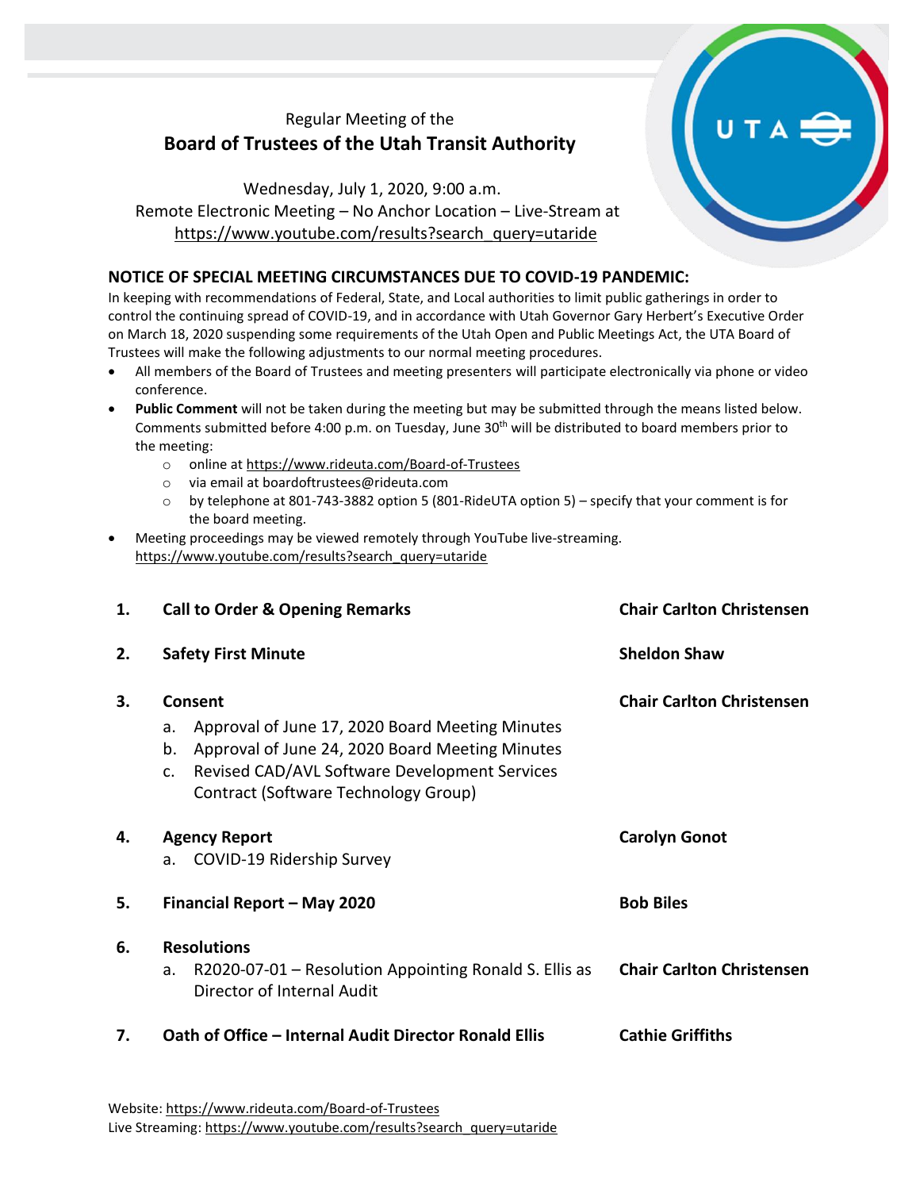Regular Meeting of the

# Board of Trustees of the Utah Transit Authority

Wednesday, July 1, 2020, 9:00 a.m.
Remote Electronic Meeting – No Anchor Location – Live-Stream at
https://www.youtube.com/results?search_query=utaride

## NOTICE OF SPECIAL MEETING CIRCUMSTANCES DUE TO COVID-19 PANDEMIC:

In keeping with recommendations of Federal, State, and Local authorities to limit public gatherings in order to control the continuing spread of COVID-19, and in accordance with Utah Governor Gary Herbert's Executive Order on March 18, 2020 suspending some requirements of the Utah Open and Public Meetings Act, the UTA Board of Trustees will make the following adjustments to our normal meeting procedures.

- All members of the Board of Trustees and meeting presenters will participate electronically via phone or video conference.
- **Public Comment** will not be taken during the meeting but may be submitted through the means listed below. Comments submitted before 4:00 p.m. on Tuesday, June 30th will be distributed to board members prior to the meeting:
  - online at https://www.rideuta.com/Board-of-Trustees
  - via email at boardoftrustees@rideuta.com
  - by telephone at 801-743-3882 option 5 (801-RideUTA option 5) – specify that your comment is for the board meeting.
- Meeting proceedings may be viewed remotely through YouTube live-streaming. https://www.youtube.com/results?search_query=utaride

| | | |
|---|---|---|
| **1.** | **Call to Order & Opening Remarks** | **Chair Carlton Christensen** |
| **2.** | **Safety First Minute** | **Sheldon Shaw** |
| **3.** | **Consent**<br>a. Approval of June 17, 2020 Board Meeting Minutes<br>b. Approval of June 24, 2020 Board Meeting Minutes<br>c. Revised CAD/AVL Software Development Services Contract (Software Technology Group) | **Chair Carlton Christensen** |
| **4.** | **Agency Report**<br>a. COVID-19 Ridership Survey | **Carolyn Gonot** |
| **5.** | **Financial Report – May 2020** | **Bob Biles** |
| **6.** | **Resolutions**<br>a. R2020-07-01 – Resolution Appointing Ronald S. Ellis as Director of Internal Audit | **Chair Carlton Christensen** |
| **7.** | **Oath of Office – Internal Audit Director Ronald Ellis** | **Cathie Griffiths** |

Website: https://www.rideuta.com/Board-of-Trustees
Live Streaming: https://www.youtube.com/results?search_query=utaride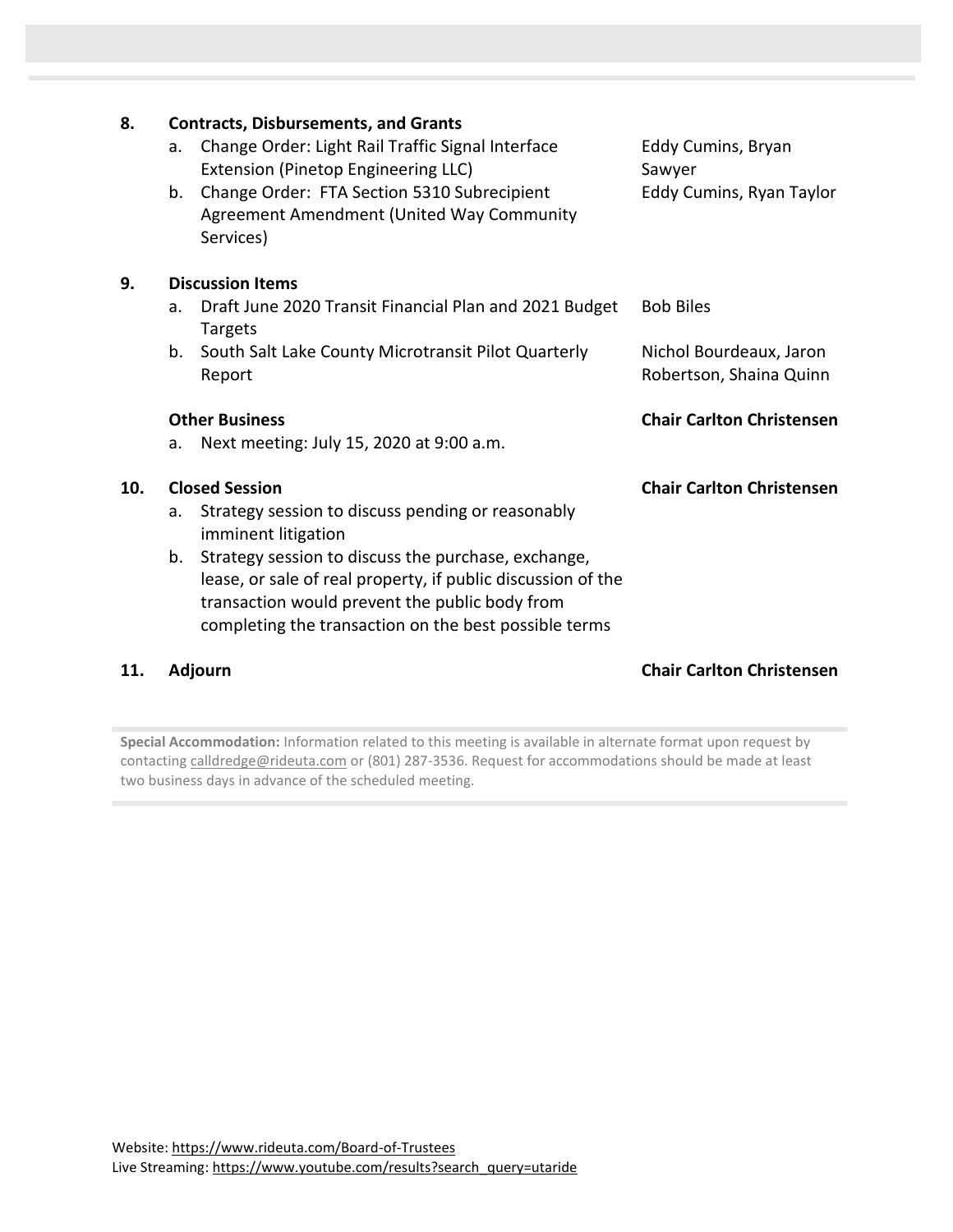**8. Contracts, Disbursements, and Grants**

a. Change Order: Light Rail Traffic Signal Interface Extension (Pinetop Engineering LLC) — Eddy Cumins, Bryan Sawyer

b. Change Order: FTA Section 5310 Subrecipient Agreement Amendment (United Way Community Services) — Eddy Cumins, Ryan Taylor

**9. Discussion Items**

a. Draft June 2020 Transit Financial Plan and 2021 Budget Targets — Bob Biles

b. South Salt Lake County Microtransit Pilot Quarterly Report — Nichol Bourdeaux, Jaron Robertson, Shaina Quinn

**Other Business** — **Chair Carlton Christensen**

a. Next meeting: July 15, 2020 at 9:00 a.m.

**10. Closed Session** — **Chair Carlton Christensen**

a. Strategy session to discuss pending or reasonably imminent litigation

b. Strategy session to discuss the purchase, exchange, lease, or sale of real property, if public discussion of the transaction would prevent the public body from completing the transaction on the best possible terms

**11. Adjourn** — **Chair Carlton Christensen**

**Special Accommodation:** Information related to this meeting is available in alternate format upon request by contacting calldredge@rideuta.com or (801) 287-3536. Request for accommodations should be made at least two business days in advance of the scheduled meeting.

Website: https://www.rideuta.com/Board-of-Trustees
Live Streaming: https://www.youtube.com/results?search_query=utaride